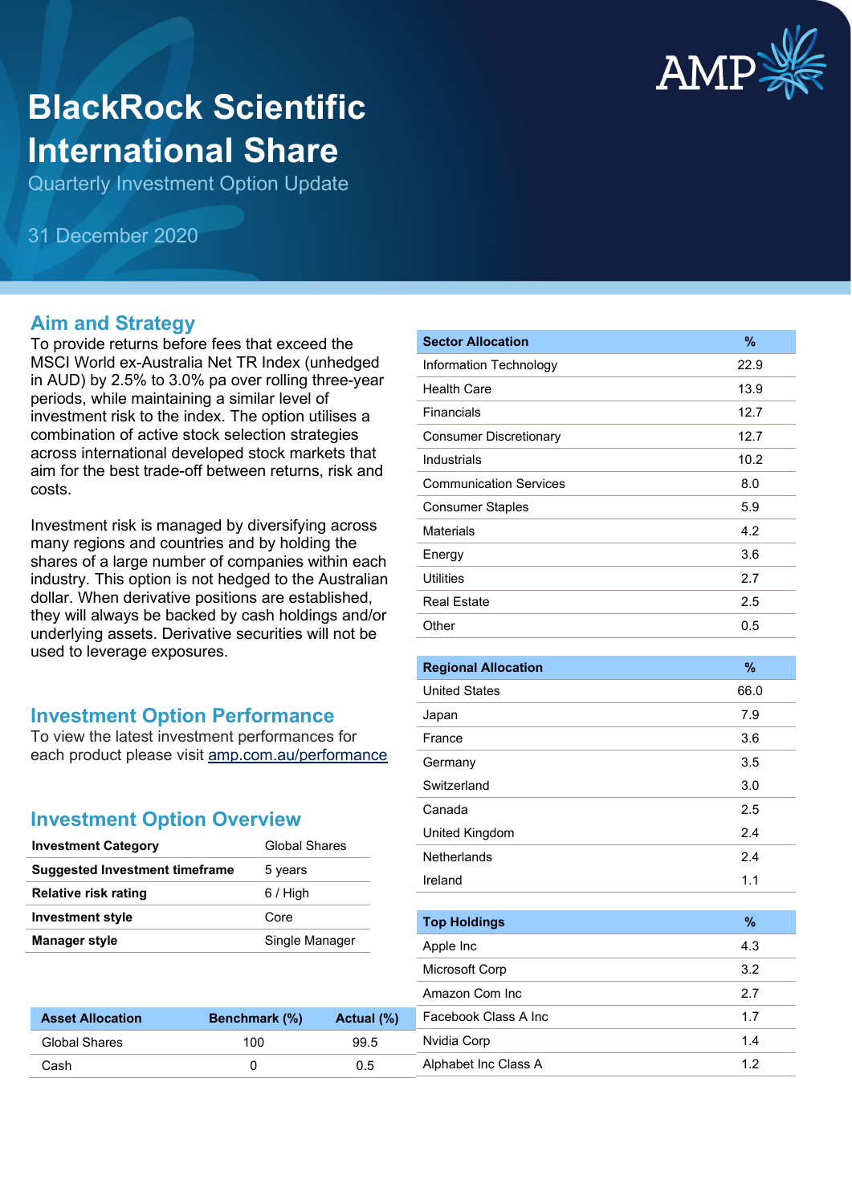# BlackRock Scientific International Share

Quarterly Investment Option Update

31 December 2020

## Aim and Strategy

To provide returns before fees that exceed the MSCI World ex-Australia Net TR Index (unhedged in AUD) by 2.5% to 3.0% pa over rolling three-year periods, while maintaining a similar level of investment risk to the index. The option utilises a combination of active stock selection strategies across international developed stock markets that aim for the best trade-off between returns, risk and costs.

Investment risk is managed by diversifying across many regions and countries and by holding the shares of a large number of companies within each industry. This option is not hedged to the Australian dollar. When derivative positions are established, they will always be backed by cash holdings and/or underlying assets. Derivative securities will not be used to leverage exposures.

## Investment Option Performance

To view the latest investment performances for each product please visit amp.com.au/performance

## Investment Option Overview

| | |
|---|---|
| **Investment Category** | Global Shares |
| **Suggested Investment timeframe** | 5 years |
| **Relative risk rating** | 6 / High |
| **Investment style** | Core |
| **Manager style** | Single Manager |

| Asset Allocation | Benchmark (%) | Actual (%) |
|---|---|---|
| Global Shares | 100 | 99.5 |
| Cash | 0 | 0.5 |

| Sector Allocation | % |
|---|---|
| Information Technology | 22.9 |
| Health Care | 13.9 |
| Financials | 12.7 |
| Consumer Discretionary | 12.7 |
| Industrials | 10.2 |
| Communication Services | 8.0 |
| Consumer Staples | 5.9 |
| Materials | 4.2 |
| Energy | 3.6 |
| Utilities | 2.7 |
| Real Estate | 2.5 |
| Other | 0.5 |

| Regional Allocation | % |
|---|---|
| United States | 66.0 |
| Japan | 7.9 |
| France | 3.6 |
| Germany | 3.5 |
| Switzerland | 3.0 |
| Canada | 2.5 |
| United Kingdom | 2.4 |
| Netherlands | 2.4 |
| Ireland | 1.1 |

| Top Holdings | % |
|---|---|
| Apple Inc | 4.3 |
| Microsoft Corp | 3.2 |
| Amazon Com Inc | 2.7 |
| Facebook Class A Inc | 1.7 |
| Nvidia Corp | 1.4 |
| Alphabet Inc Class A | 1.2 |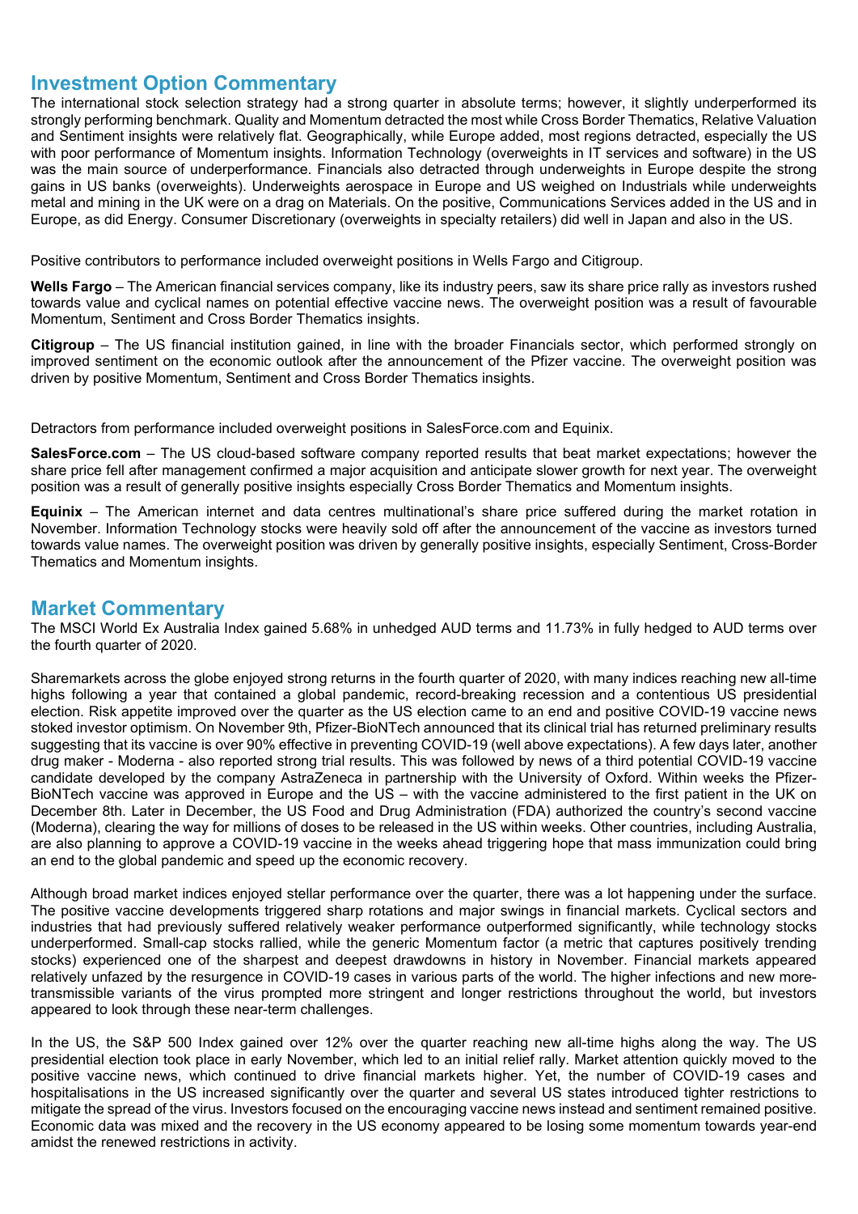## Investment Option Commentary

The international stock selection strategy had a strong quarter in absolute terms; however, it slightly underperformed its strongly performing benchmark. Quality and Momentum detracted the most while Cross Border Thematics, Relative Valuation and Sentiment insights were relatively flat. Geographically, while Europe added, most regions detracted, especially the US with poor performance of Momentum insights. Information Technology (overweights in IT services and software) in the US was the main source of underperformance. Financials also detracted through underweights in Europe despite the strong gains in US banks (overweights). Underweights aerospace in Europe and US weighed on Industrials while underweights metal and mining in the UK were on a drag on Materials. On the positive, Communications Services added in the US and in Europe, as did Energy. Consumer Discretionary (overweights in specialty retailers) did well in Japan and also in the US.

Positive contributors to performance included overweight positions in Wells Fargo and Citigroup.

**Wells Fargo** – The American financial services company, like its industry peers, saw its share price rally as investors rushed towards value and cyclical names on potential effective vaccine news. The overweight position was a result of favourable Momentum, Sentiment and Cross Border Thematics insights.

**Citigroup** – The US financial institution gained, in line with the broader Financials sector, which performed strongly on improved sentiment on the economic outlook after the announcement of the Pfizer vaccine. The overweight position was driven by positive Momentum, Sentiment and Cross Border Thematics insights.

Detractors from performance included overweight positions in SalesForce.com and Equinix.

**SalesForce.com** – The US cloud-based software company reported results that beat market expectations; however the share price fell after management confirmed a major acquisition and anticipate slower growth for next year. The overweight position was a result of generally positive insights especially Cross Border Thematics and Momentum insights.

**Equinix** – The American internet and data centres multinational's share price suffered during the market rotation in November. Information Technology stocks were heavily sold off after the announcement of the vaccine as investors turned towards value names. The overweight position was driven by generally positive insights, especially Sentiment, Cross-Border Thematics and Momentum insights.

## Market Commentary

The MSCI World Ex Australia Index gained 5.68% in unhedged AUD terms and 11.73% in fully hedged to AUD terms over the fourth quarter of 2020.

Sharemarkets across the globe enjoyed strong returns in the fourth quarter of 2020, with many indices reaching new all-time highs following a year that contained a global pandemic, record-breaking recession and a contentious US presidential election. Risk appetite improved over the quarter as the US election came to an end and positive COVID-19 vaccine news stoked investor optimism. On November 9th, Pfizer-BioNTech announced that its clinical trial has returned preliminary results suggesting that its vaccine is over 90% effective in preventing COVID-19 (well above expectations). A few days later, another drug maker - Moderna - also reported strong trial results. This was followed by news of a third potential COVID-19 vaccine candidate developed by the company AstraZeneca in partnership with the University of Oxford. Within weeks the Pfizer-BioNTech vaccine was approved in Europe and the US – with the vaccine administered to the first patient in the UK on December 8th. Later in December, the US Food and Drug Administration (FDA) authorized the country's second vaccine (Moderna), clearing the way for millions of doses to be released in the US within weeks. Other countries, including Australia, are also planning to approve a COVID-19 vaccine in the weeks ahead triggering hope that mass immunization could bring an end to the global pandemic and speed up the economic recovery.

Although broad market indices enjoyed stellar performance over the quarter, there was a lot happening under the surface. The positive vaccine developments triggered sharp rotations and major swings in financial markets. Cyclical sectors and industries that had previously suffered relatively weaker performance outperformed significantly, while technology stocks underperformed. Small-cap stocks rallied, while the generic Momentum factor (a metric that captures positively trending stocks) experienced one of the sharpest and deepest drawdowns in history in November. Financial markets appeared relatively unfazed by the resurgence in COVID-19 cases in various parts of the world. The higher infections and new more-transmissible variants of the virus prompted more stringent and longer restrictions throughout the world, but investors appeared to look through these near-term challenges.

In the US, the S&P 500 Index gained over 12% over the quarter reaching new all-time highs along the way. The US presidential election took place in early November, which led to an initial relief rally. Market attention quickly moved to the positive vaccine news, which continued to drive financial markets higher. Yet, the number of COVID-19 cases and hospitalisations in the US increased significantly over the quarter and several US states introduced tighter restrictions to mitigate the spread of the virus. Investors focused on the encouraging vaccine news instead and sentiment remained positive. Economic data was mixed and the recovery in the US economy appeared to be losing some momentum towards year-end amidst the renewed restrictions in activity.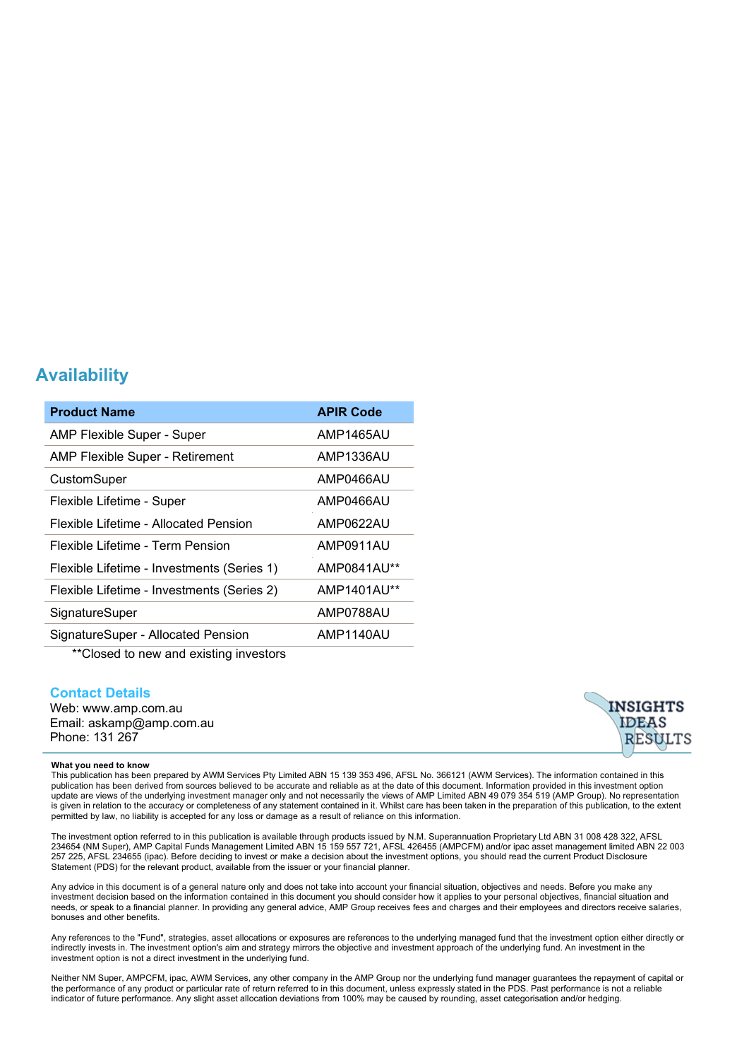## Availability

| Product Name | APIR Code |
|---|---|
| AMP Flexible Super - Super | AMP1465AU |
| AMP Flexible Super - Retirement | AMP1336AU |
| CustomSuper | AMP0466AU |
| Flexible Lifetime - Super | AMP0466AU |
| Flexible Lifetime - Allocated Pension | AMP0622AU |
| Flexible Lifetime - Term Pension | AMP0911AU |
| Flexible Lifetime - Investments (Series 1) | AMP0841AU** |
| Flexible Lifetime - Investments (Series 2) | AMP1401AU** |
| SignatureSuper | AMP0788AU |
| SignatureSuper - Allocated Pension | AMP1140AU |

**Closed to new and existing investors

### Contact Details

Web: www.amp.com.au
Email: askamp@amp.com.au
Phone: 131 267

INSIGHTS
IDEAS
RESULTS

**What you need to know**
This publication has been prepared by AWM Services Pty Limited ABN 15 139 353 496, AFSL No. 366121 (AWM Services). The information contained in this publication has been derived from sources believed to be accurate and reliable as at the date of this document. Information provided in this investment option update are views of the underlying investment manager only and not necessarily the views of AMP Limited ABN 49 079 354 519 (AMP Group). No representation is given in relation to the accuracy or completeness of any statement contained in it. Whilst care has been taken in the preparation of this publication, to the extent permitted by law, no liability is accepted for any loss or damage as a result of reliance on this information.

The investment option referred to in this publication is available through products issued by N.M. Superannuation Proprietary Ltd ABN 31 008 428 322, AFSL 234654 (NM Super), AMP Capital Funds Management Limited ABN 15 159 557 721, AFSL 426455 (AMPCFM) and/or ipac asset management limited ABN 22 003 257 225, AFSL 234655 (ipac). Before deciding to invest or make a decision about the investment options, you should read the current Product Disclosure Statement (PDS) for the relevant product, available from the issuer or your financial planner.

Any advice in this document is of a general nature only and does not take into account your financial situation, objectives and needs. Before you make any investment decision based on the information contained in this document you should consider how it applies to your personal objectives, financial situation and needs, or speak to a financial planner. In providing any general advice, AMP Group receives fees and charges and their employees and directors receive salaries, bonuses and other benefits.

Any references to the "Fund", strategies, asset allocations or exposures are references to the underlying managed fund that the investment option either directly or indirectly invests in. The investment option's aim and strategy mirrors the objective and investment approach of the underlying fund. An investment in the investment option is not a direct investment in the underlying fund.

Neither NM Super, AMPCFM, ipac, AWM Services, any other company in the AMP Group nor the underlying fund manager guarantees the repayment of capital or the performance of any product or particular rate of return referred to in this document, unless expressly stated in the PDS. Past performance is not a reliable indicator of future performance. Any slight asset allocation deviations from 100% may be caused by rounding, asset categorisation and/or hedging.